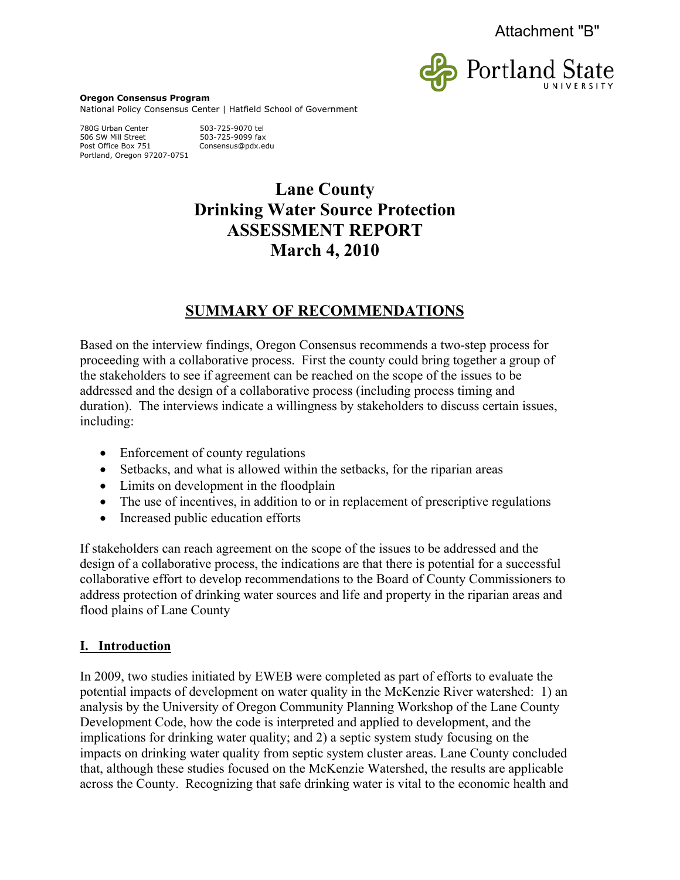Attachment "B"

Portland State University

**Oregon Consensus Program**
National Policy Consensus Center | Hatfield School of Government

780G Urban Center
506 SW Mill Street
Post Office Box 751
Portland, Oregon 97207-0751

503-725-9070 tel
503-725-9099 fax
Consensus@pdx.edu

# Lane County
# Drinking Water Source Protection
# ASSESSMENT REPORT
# March 4, 2010

## SUMMARY OF RECOMMENDATIONS

Based on the interview findings, Oregon Consensus recommends a two-step process for proceeding with a collaborative process. First the county could bring together a group of the stakeholders to see if agreement can be reached on the scope of the issues to be addressed and the design of a collaborative process (including process timing and duration). The interviews indicate a willingness by stakeholders to discuss certain issues, including:

- Enforcement of county regulations
- Setbacks, and what is allowed within the setbacks, for the riparian areas
- Limits on development in the floodplain
- The use of incentives, in addition to or in replacement of prescriptive regulations
- Increased public education efforts

If stakeholders can reach agreement on the scope of the issues to be addressed and the design of a collaborative process, the indications are that there is potential for a successful collaborative effort to develop recommendations to the Board of County Commissioners to address protection of drinking water sources and life and property in the riparian areas and flood plains of Lane County

## I. Introduction

In 2009, two studies initiated by EWEB were completed as part of efforts to evaluate the potential impacts of development on water quality in the McKenzie River watershed: 1) an analysis by the University of Oregon Community Planning Workshop of the Lane County Development Code, how the code is interpreted and applied to development, and the implications for drinking water quality; and 2) a septic system study focusing on the impacts on drinking water quality from septic system cluster areas. Lane County concluded that, although these studies focused on the McKenzie Watershed, the results are applicable across the County. Recognizing that safe drinking water is vital to the economic health and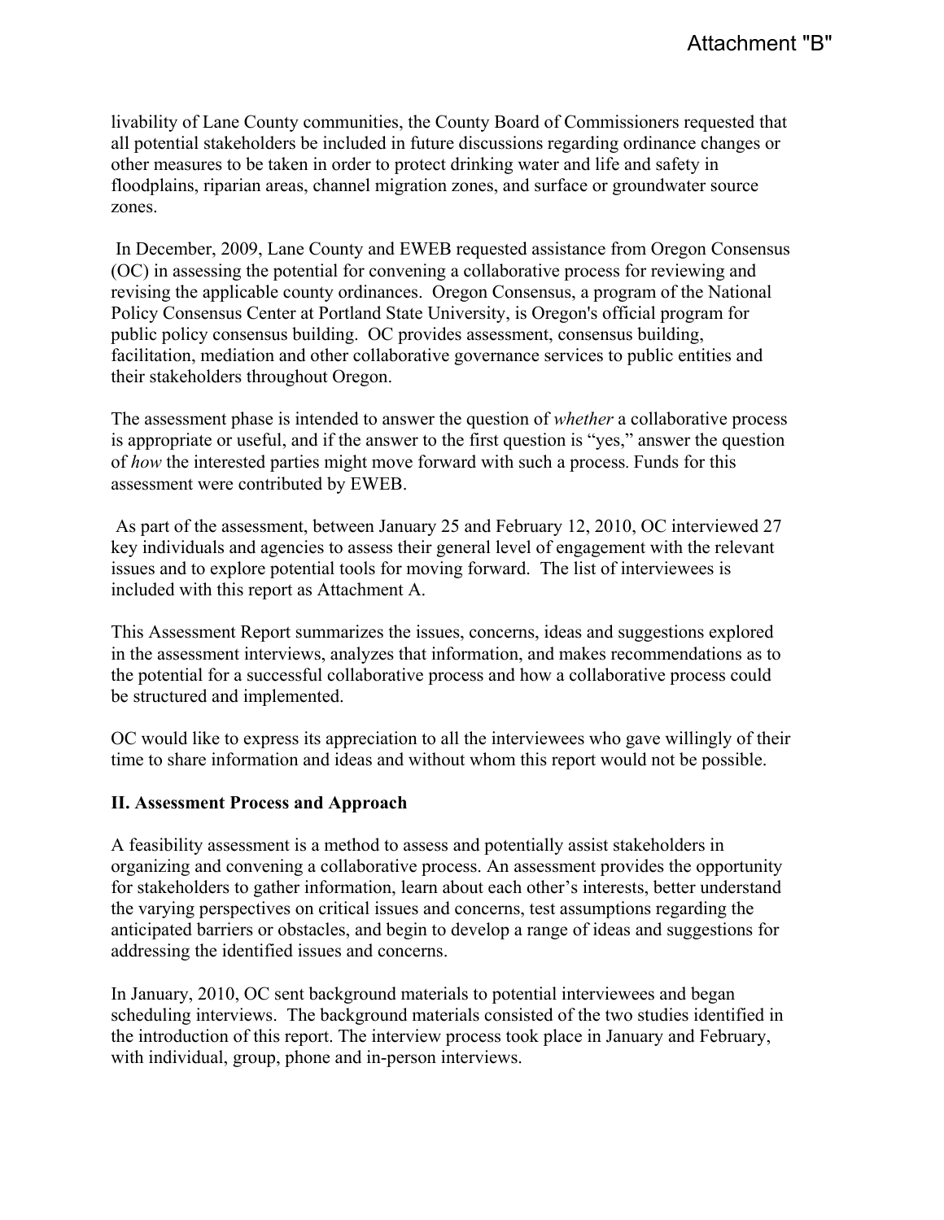livability of Lane County communities, the County Board of Commissioners requested that all potential stakeholders be included in future discussions regarding ordinance changes or other measures to be taken in order to protect drinking water and life and safety in floodplains, riparian areas, channel migration zones, and surface or groundwater source zones.

In December, 2009, Lane County and EWEB requested assistance from Oregon Consensus (OC) in assessing the potential for convening a collaborative process for reviewing and revising the applicable county ordinances. Oregon Consensus, a program of the National Policy Consensus Center at Portland State University, is Oregon's official program for public policy consensus building. OC provides assessment, consensus building, facilitation, mediation and other collaborative governance services to public entities and their stakeholders throughout Oregon.

The assessment phase is intended to answer the question of *whether* a collaborative process is appropriate or useful, and if the answer to the first question is "yes," answer the question of *how* the interested parties might move forward with such a process. Funds for this assessment were contributed by EWEB.

As part of the assessment, between January 25 and February 12, 2010, OC interviewed 27 key individuals and agencies to assess their general level of engagement with the relevant issues and to explore potential tools for moving forward. The list of interviewees is included with this report as Attachment A.

This Assessment Report summarizes the issues, concerns, ideas and suggestions explored in the assessment interviews, analyzes that information, and makes recommendations as to the potential for a successful collaborative process and how a collaborative process could be structured and implemented.

OC would like to express its appreciation to all the interviewees who gave willingly of their time to share information and ideas and without whom this report would not be possible.

## II. Assessment Process and Approach

A feasibility assessment is a method to assess and potentially assist stakeholders in organizing and convening a collaborative process. An assessment provides the opportunity for stakeholders to gather information, learn about each other's interests, better understand the varying perspectives on critical issues and concerns, test assumptions regarding the anticipated barriers or obstacles, and begin to develop a range of ideas and suggestions for addressing the identified issues and concerns.

In January, 2010, OC sent background materials to potential interviewees and began scheduling interviews. The background materials consisted of the two studies identified in the introduction of this report. The interview process took place in January and February, with individual, group, phone and in-person interviews.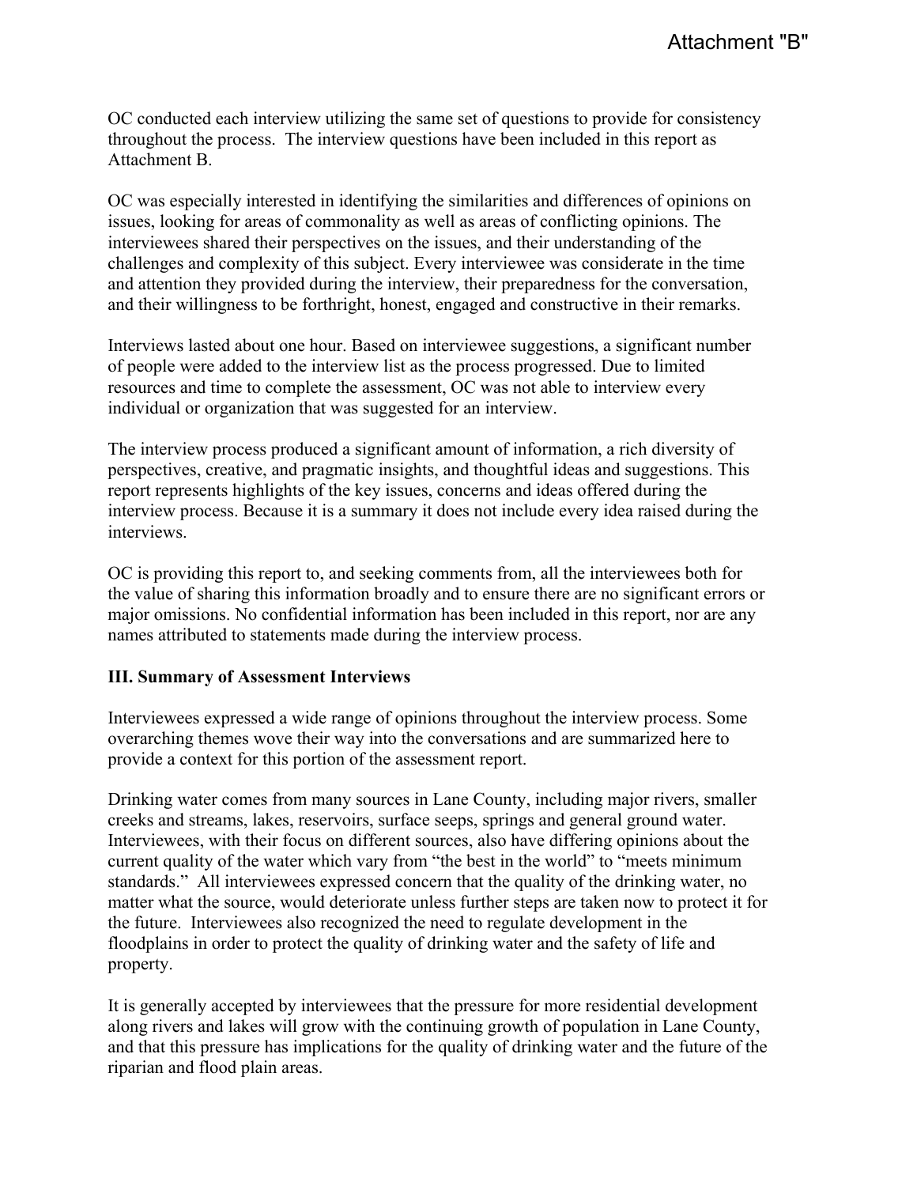OC conducted each interview utilizing the same set of questions to provide for consistency throughout the process. The interview questions have been included in this report as Attachment B.

OC was especially interested in identifying the similarities and differences of opinions on issues, looking for areas of commonality as well as areas of conflicting opinions. The interviewees shared their perspectives on the issues, and their understanding of the challenges and complexity of this subject. Every interviewee was considerate in the time and attention they provided during the interview, their preparedness for the conversation, and their willingness to be forthright, honest, engaged and constructive in their remarks.

Interviews lasted about one hour. Based on interviewee suggestions, a significant number of people were added to the interview list as the process progressed. Due to limited resources and time to complete the assessment, OC was not able to interview every individual or organization that was suggested for an interview.

The interview process produced a significant amount of information, a rich diversity of perspectives, creative, and pragmatic insights, and thoughtful ideas and suggestions. This report represents highlights of the key issues, concerns and ideas offered during the interview process. Because it is a summary it does not include every idea raised during the interviews.

OC is providing this report to, and seeking comments from, all the interviewees both for the value of sharing this information broadly and to ensure there are no significant errors or major omissions. No confidential information has been included in this report, nor are any names attributed to statements made during the interview process.

## III. Summary of Assessment Interviews

Interviewees expressed a wide range of opinions throughout the interview process. Some overarching themes wove their way into the conversations and are summarized here to provide a context for this portion of the assessment report.

Drinking water comes from many sources in Lane County, including major rivers, smaller creeks and streams, lakes, reservoirs, surface seeps, springs and general ground water. Interviewees, with their focus on different sources, also have differing opinions about the current quality of the water which vary from "the best in the world" to "meets minimum standards." All interviewees expressed concern that the quality of the drinking water, no matter what the source, would deteriorate unless further steps are taken now to protect it for the future. Interviewees also recognized the need to regulate development in the floodplains in order to protect the quality of drinking water and the safety of life and property.

It is generally accepted by interviewees that the pressure for more residential development along rivers and lakes will grow with the continuing growth of population in Lane County, and that this pressure has implications for the quality of drinking water and the future of the riparian and flood plain areas.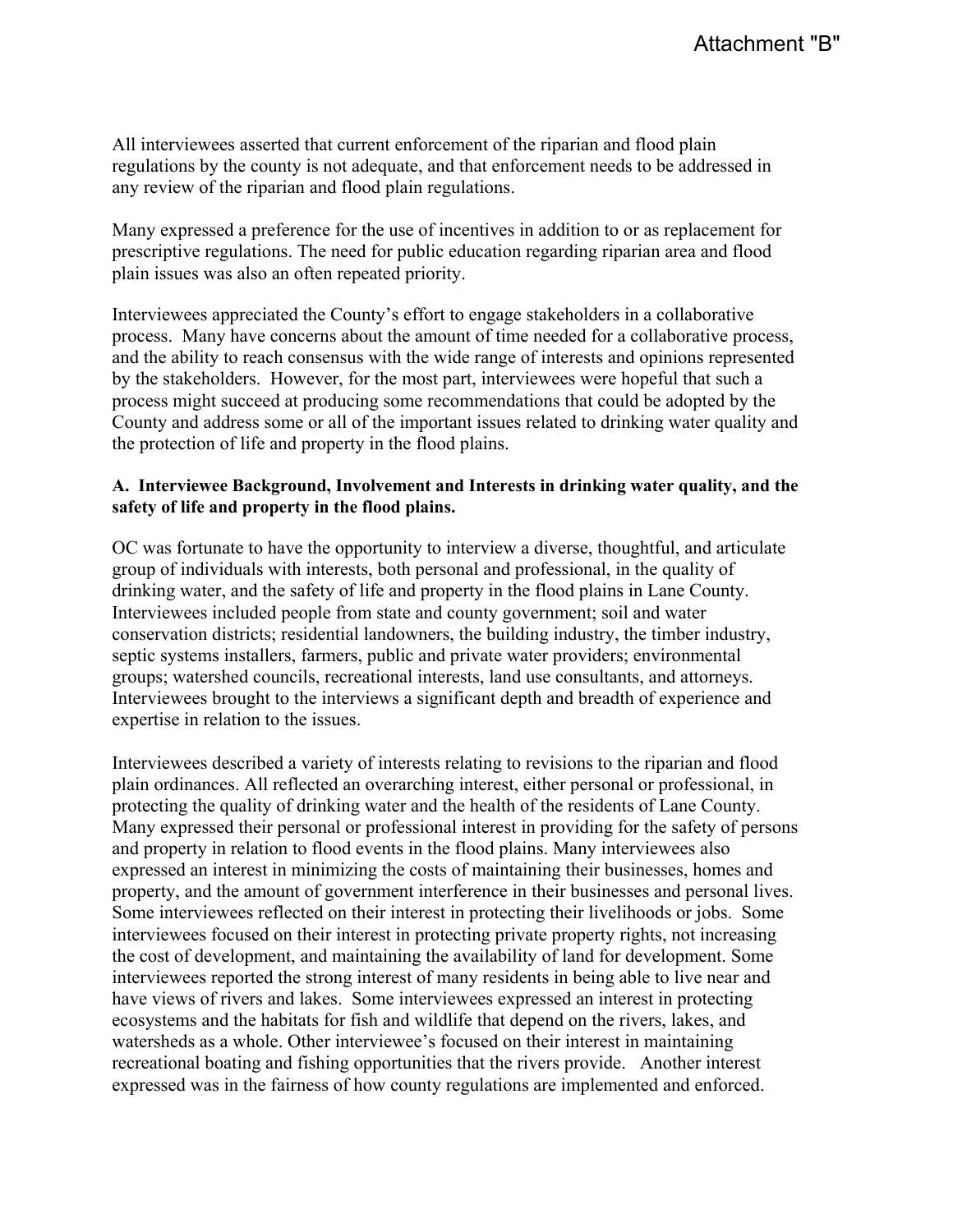All interviewees asserted that current enforcement of the riparian and flood plain regulations by the county is not adequate, and that enforcement needs to be addressed in any review of the riparian and flood plain regulations.

Many expressed a preference for the use of incentives in addition to or as replacement for prescriptive regulations. The need for public education regarding riparian area and flood plain issues was also an often repeated priority.

Interviewees appreciated the County's effort to engage stakeholders in a collaborative process. Many have concerns about the amount of time needed for a collaborative process, and the ability to reach consensus with the wide range of interests and opinions represented by the stakeholders. However, for the most part, interviewees were hopeful that such a process might succeed at producing some recommendations that could be adopted by the County and address some or all of the important issues related to drinking water quality and the protection of life and property in the flood plains.

**A. Interviewee Background, Involvement and Interests in drinking water quality, and the safety of life and property in the flood plains.**

OC was fortunate to have the opportunity to interview a diverse, thoughtful, and articulate group of individuals with interests, both personal and professional, in the quality of drinking water, and the safety of life and property in the flood plains in Lane County. Interviewees included people from state and county government; soil and water conservation districts; residential landowners, the building industry, the timber industry, septic systems installers, farmers, public and private water providers; environmental groups; watershed councils, recreational interests, land use consultants, and attorneys. Interviewees brought to the interviews a significant depth and breadth of experience and expertise in relation to the issues.

Interviewees described a variety of interests relating to revisions to the riparian and flood plain ordinances. All reflected an overarching interest, either personal or professional, in protecting the quality of drinking water and the health of the residents of Lane County. Many expressed their personal or professional interest in providing for the safety of persons and property in relation to flood events in the flood plains. Many interviewees also expressed an interest in minimizing the costs of maintaining their businesses, homes and property, and the amount of government interference in their businesses and personal lives. Some interviewees reflected on their interest in protecting their livelihoods or jobs. Some interviewees focused on their interest in protecting private property rights, not increasing the cost of development, and maintaining the availability of land for development. Some interviewees reported the strong interest of many residents in being able to live near and have views of rivers and lakes. Some interviewees expressed an interest in protecting ecosystems and the habitats for fish and wildlife that depend on the rivers, lakes, and watersheds as a whole. Other interviewee's focused on their interest in maintaining recreational boating and fishing opportunities that the rivers provide. Another interest expressed was in the fairness of how county regulations are implemented and enforced.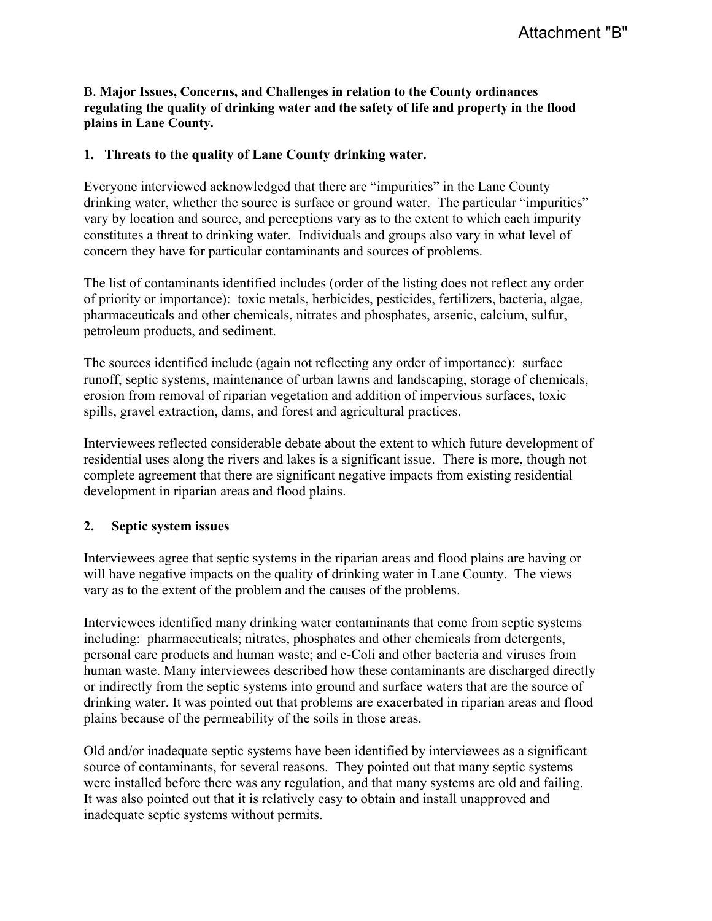Attachment "B"

**B. Major Issues, Concerns, and Challenges in relation to the County ordinances regulating the quality of drinking water and the safety of life and property in the flood plains in Lane County.**

**1. Threats to the quality of Lane County drinking water.**

Everyone interviewed acknowledged that there are "impurities" in the Lane County drinking water, whether the source is surface or ground water. The particular "impurities" vary by location and source, and perceptions vary as to the extent to which each impurity constitutes a threat to drinking water. Individuals and groups also vary in what level of concern they have for particular contaminants and sources of problems.

The list of contaminants identified includes (order of the listing does not reflect any order of priority or importance): toxic metals, herbicides, pesticides, fertilizers, bacteria, algae, pharmaceuticals and other chemicals, nitrates and phosphates, arsenic, calcium, sulfur, petroleum products, and sediment.

The sources identified include (again not reflecting any order of importance): surface runoff, septic systems, maintenance of urban lawns and landscaping, storage of chemicals, erosion from removal of riparian vegetation and addition of impervious surfaces, toxic spills, gravel extraction, dams, and forest and agricultural practices.

Interviewees reflected considerable debate about the extent to which future development of residential uses along the rivers and lakes is a significant issue. There is more, though not complete agreement that there are significant negative impacts from existing residential development in riparian areas and flood plains.

**2. Septic system issues**

Interviewees agree that septic systems in the riparian areas and flood plains are having or will have negative impacts on the quality of drinking water in Lane County. The views vary as to the extent of the problem and the causes of the problems.

Interviewees identified many drinking water contaminants that come from septic systems including: pharmaceuticals; nitrates, phosphates and other chemicals from detergents, personal care products and human waste; and e-Coli and other bacteria and viruses from human waste. Many interviewees described how these contaminants are discharged directly or indirectly from the septic systems into ground and surface waters that are the source of drinking water. It was pointed out that problems are exacerbated in riparian areas and flood plains because of the permeability of the soils in those areas.

Old and/or inadequate septic systems have been identified by interviewees as a significant source of contaminants, for several reasons. They pointed out that many septic systems were installed before there was any regulation, and that many systems are old and failing. It was also pointed out that it is relatively easy to obtain and install unapproved and inadequate septic systems without permits.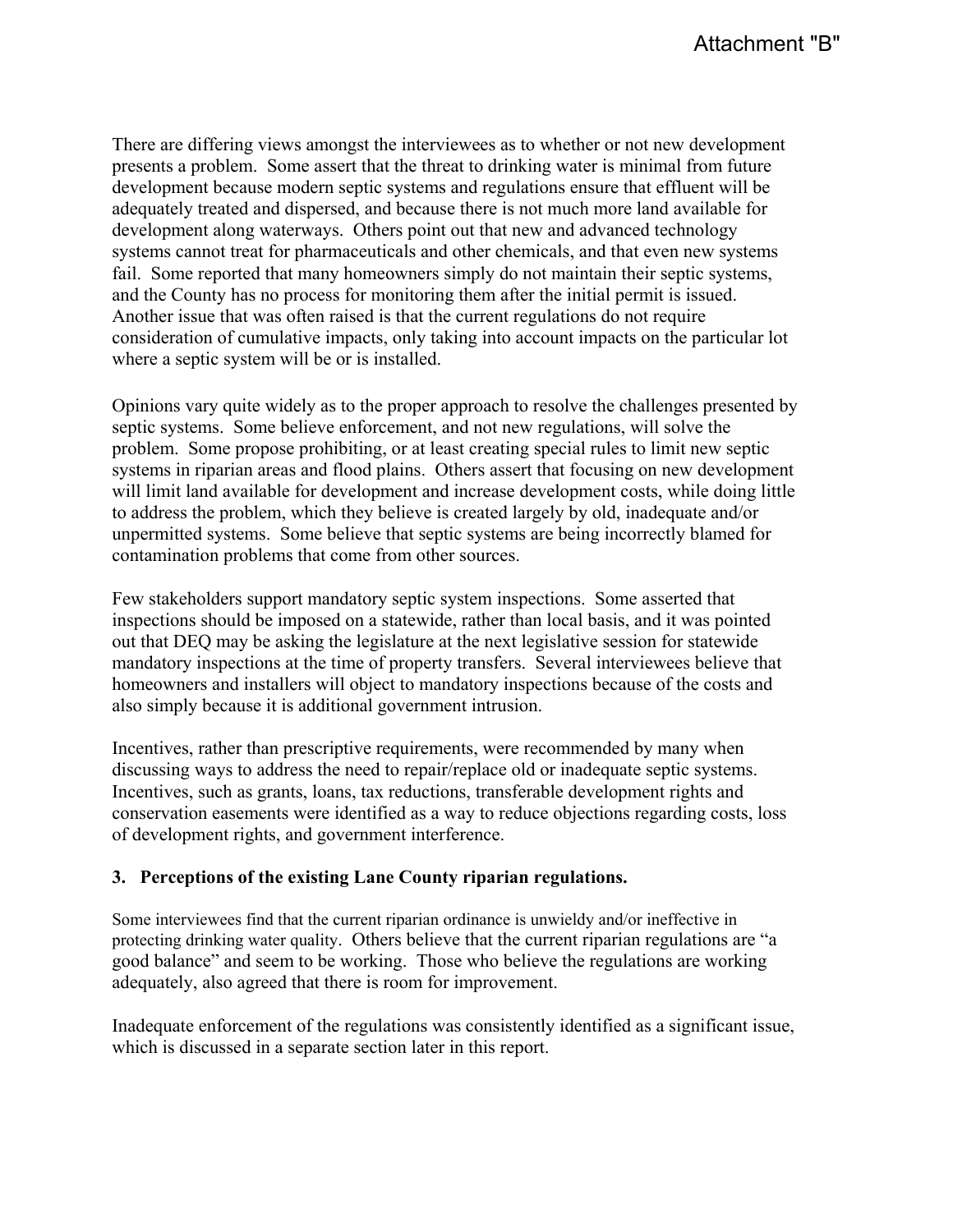There are differing views amongst the interviewees as to whether or not new development presents a problem. Some assert that the threat to drinking water is minimal from future development because modern septic systems and regulations ensure that effluent will be adequately treated and dispersed, and because there is not much more land available for development along waterways. Others point out that new and advanced technology systems cannot treat for pharmaceuticals and other chemicals, and that even new systems fail. Some reported that many homeowners simply do not maintain their septic systems, and the County has no process for monitoring them after the initial permit is issued. Another issue that was often raised is that the current regulations do not require consideration of cumulative impacts, only taking into account impacts on the particular lot where a septic system will be or is installed.

Opinions vary quite widely as to the proper approach to resolve the challenges presented by septic systems. Some believe enforcement, and not new regulations, will solve the problem. Some propose prohibiting, or at least creating special rules to limit new septic systems in riparian areas and flood plains. Others assert that focusing on new development will limit land available for development and increase development costs, while doing little to address the problem, which they believe is created largely by old, inadequate and/or unpermitted systems. Some believe that septic systems are being incorrectly blamed for contamination problems that come from other sources.

Few stakeholders support mandatory septic system inspections. Some asserted that inspections should be imposed on a statewide, rather than local basis, and it was pointed out that DEQ may be asking the legislature at the next legislative session for statewide mandatory inspections at the time of property transfers. Several interviewees believe that homeowners and installers will object to mandatory inspections because of the costs and also simply because it is additional government intrusion.

Incentives, rather than prescriptive requirements, were recommended by many when discussing ways to address the need to repair/replace old or inadequate septic systems. Incentives, such as grants, loans, tax reductions, transferable development rights and conservation easements were identified as a way to reduce objections regarding costs, loss of development rights, and government interference.

### 3. Perceptions of the existing Lane County riparian regulations.

Some interviewees find that the current riparian ordinance is unwieldy and/or ineffective in protecting drinking water quality. Others believe that the current riparian regulations are "a good balance" and seem to be working. Those who believe the regulations are working adequately, also agreed that there is room for improvement.

Inadequate enforcement of the regulations was consistently identified as a significant issue, which is discussed in a separate section later in this report.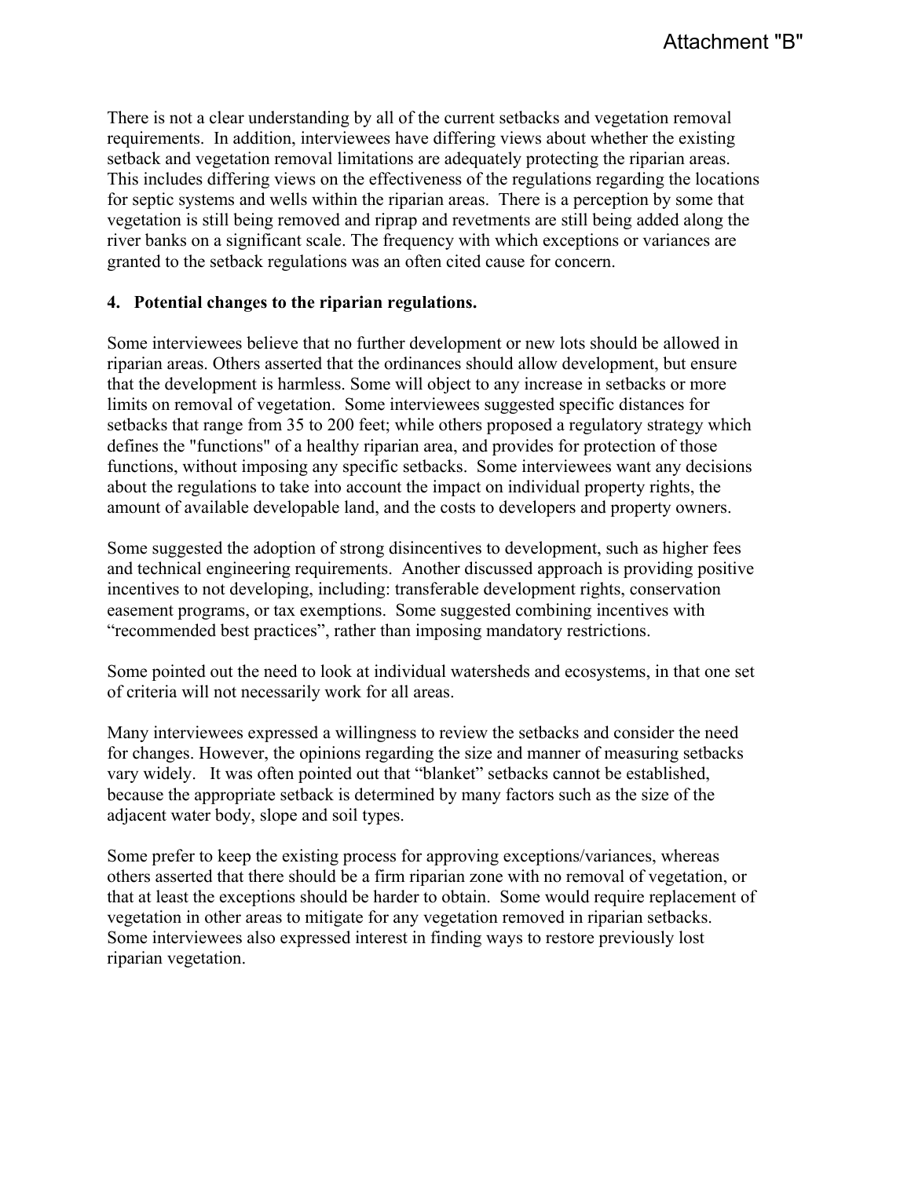There is not a clear understanding by all of the current setbacks and vegetation removal requirements. In addition, interviewees have differing views about whether the existing setback and vegetation removal limitations are adequately protecting the riparian areas. This includes differing views on the effectiveness of the regulations regarding the locations for septic systems and wells within the riparian areas. There is a perception by some that vegetation is still being removed and riprap and revetments are still being added along the river banks on a significant scale. The frequency with which exceptions or variances are granted to the setback regulations was an often cited cause for concern.

**4. Potential changes to the riparian regulations.**

Some interviewees believe that no further development or new lots should be allowed in riparian areas. Others asserted that the ordinances should allow development, but ensure that the development is harmless. Some will object to any increase in setbacks or more limits on removal of vegetation. Some interviewees suggested specific distances for setbacks that range from 35 to 200 feet; while others proposed a regulatory strategy which defines the "functions" of a healthy riparian area, and provides for protection of those functions, without imposing any specific setbacks. Some interviewees want any decisions about the regulations to take into account the impact on individual property rights, the amount of available developable land, and the costs to developers and property owners.

Some suggested the adoption of strong disincentives to development, such as higher fees and technical engineering requirements. Another discussed approach is providing positive incentives to not developing, including: transferable development rights, conservation easement programs, or tax exemptions. Some suggested combining incentives with "recommended best practices", rather than imposing mandatory restrictions.

Some pointed out the need to look at individual watersheds and ecosystems, in that one set of criteria will not necessarily work for all areas.

Many interviewees expressed a willingness to review the setbacks and consider the need for changes. However, the opinions regarding the size and manner of measuring setbacks vary widely. It was often pointed out that "blanket" setbacks cannot be established, because the appropriate setback is determined by many factors such as the size of the adjacent water body, slope and soil types.

Some prefer to keep the existing process for approving exceptions/variances, whereas others asserted that there should be a firm riparian zone with no removal of vegetation, or that at least the exceptions should be harder to obtain. Some would require replacement of vegetation in other areas to mitigate for any vegetation removed in riparian setbacks. Some interviewees also expressed interest in finding ways to restore previously lost riparian vegetation.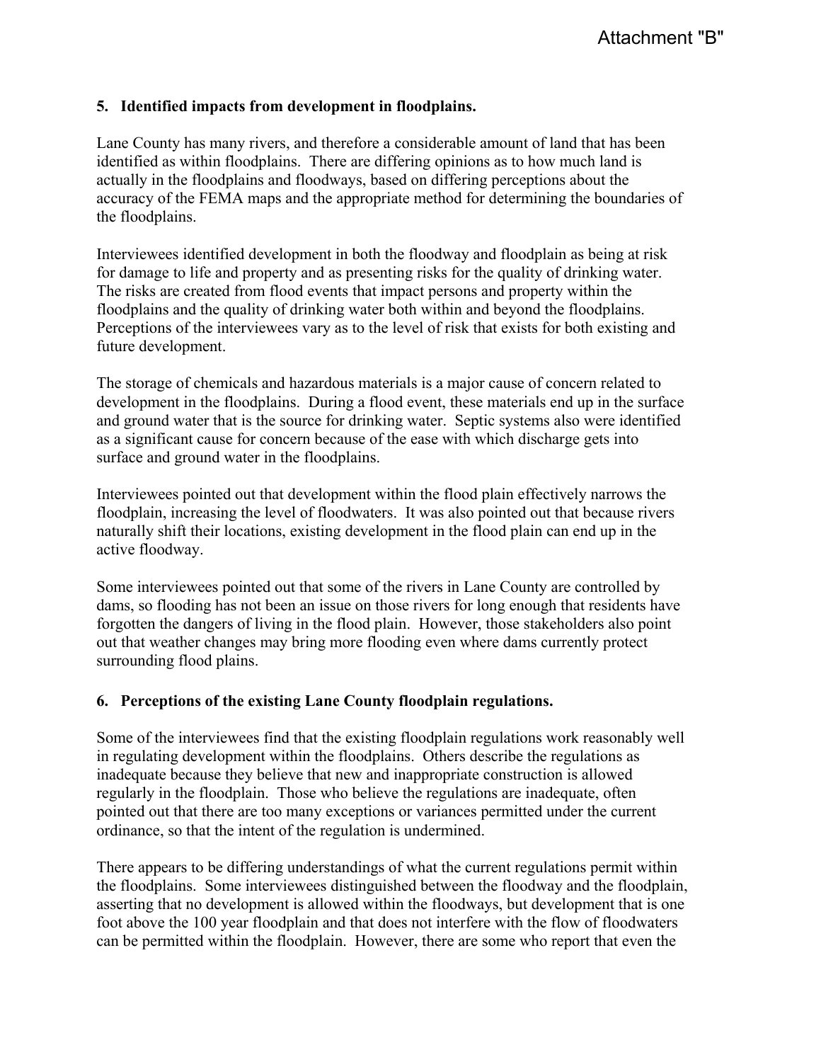Attachment "B"

### 5. Identified impacts from development in floodplains.

Lane County has many rivers, and therefore a considerable amount of land that has been identified as within floodplains. There are differing opinions as to how much land is actually in the floodplains and floodways, based on differing perceptions about the accuracy of the FEMA maps and the appropriate method for determining the boundaries of the floodplains.

Interviewees identified development in both the floodway and floodplain as being at risk for damage to life and property and as presenting risks for the quality of drinking water. The risks are created from flood events that impact persons and property within the floodplains and the quality of drinking water both within and beyond the floodplains. Perceptions of the interviewees vary as to the level of risk that exists for both existing and future development.

The storage of chemicals and hazardous materials is a major cause of concern related to development in the floodplains. During a flood event, these materials end up in the surface and ground water that is the source for drinking water. Septic systems also were identified as a significant cause for concern because of the ease with which discharge gets into surface and ground water in the floodplains.

Interviewees pointed out that development within the flood plain effectively narrows the floodplain, increasing the level of floodwaters. It was also pointed out that because rivers naturally shift their locations, existing development in the flood plain can end up in the active floodway.

Some interviewees pointed out that some of the rivers in Lane County are controlled by dams, so flooding has not been an issue on those rivers for long enough that residents have forgotten the dangers of living in the flood plain. However, those stakeholders also point out that weather changes may bring more flooding even where dams currently protect surrounding flood plains.

### 6. Perceptions of the existing Lane County floodplain regulations.

Some of the interviewees find that the existing floodplain regulations work reasonably well in regulating development within the floodplains. Others describe the regulations as inadequate because they believe that new and inappropriate construction is allowed regularly in the floodplain. Those who believe the regulations are inadequate, often pointed out that there are too many exceptions or variances permitted under the current ordinance, so that the intent of the regulation is undermined.

There appears to be differing understandings of what the current regulations permit within the floodplains. Some interviewees distinguished between the floodway and the floodplain, asserting that no development is allowed within the floodways, but development that is one foot above the 100 year floodplain and that does not interfere with the flow of floodwaters can be permitted within the floodplain. However, there are some who report that even the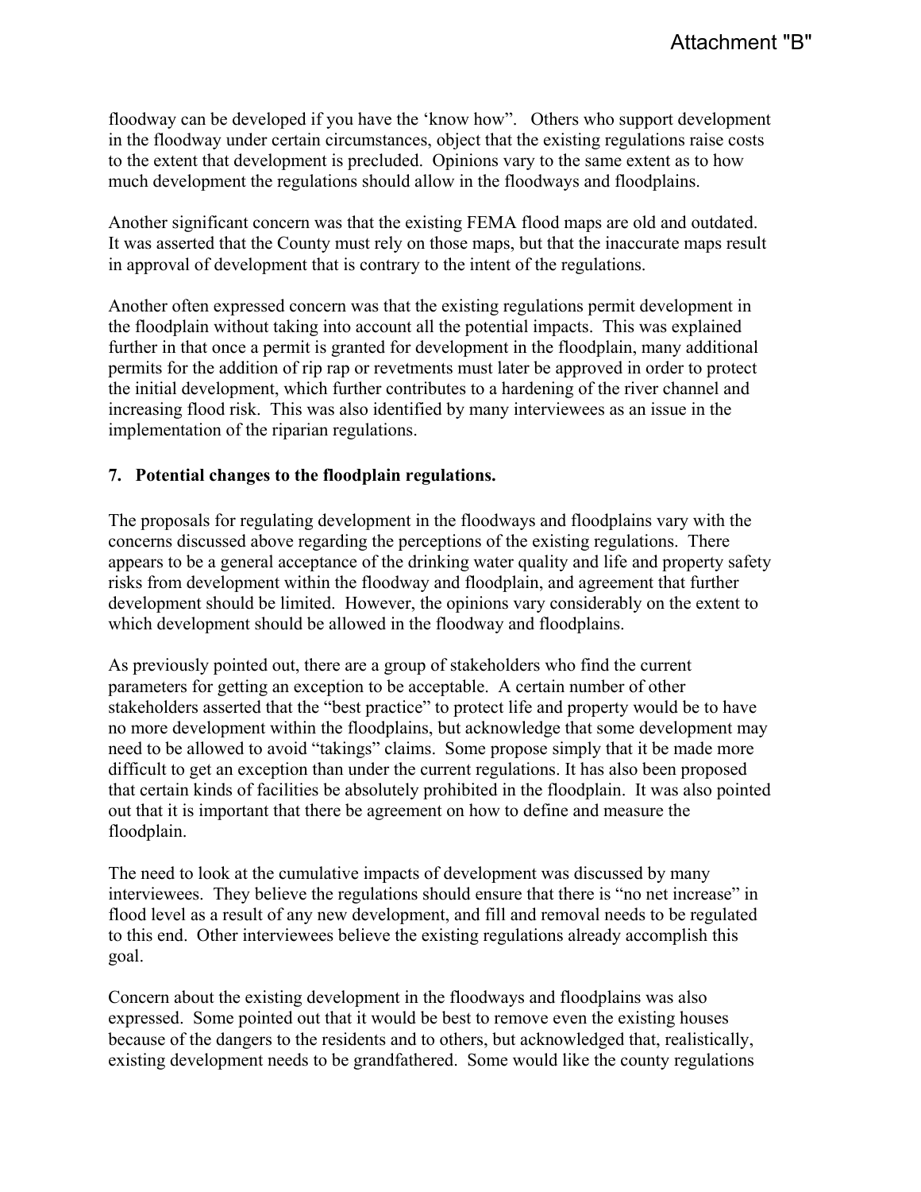floodway can be developed if you have the 'know how". Others who support development in the floodway under certain circumstances, object that the existing regulations raise costs to the extent that development is precluded. Opinions vary to the same extent as to how much development the regulations should allow in the floodways and floodplains.

Another significant concern was that the existing FEMA flood maps are old and outdated. It was asserted that the County must rely on those maps, but that the inaccurate maps result in approval of development that is contrary to the intent of the regulations.

Another often expressed concern was that the existing regulations permit development in the floodplain without taking into account all the potential impacts. This was explained further in that once a permit is granted for development in the floodplain, many additional permits for the addition of rip rap or revetments must later be approved in order to protect the initial development, which further contributes to a hardening of the river channel and increasing flood risk. This was also identified by many interviewees as an issue in the implementation of the riparian regulations.

**7. Potential changes to the floodplain regulations.**

The proposals for regulating development in the floodways and floodplains vary with the concerns discussed above regarding the perceptions of the existing regulations. There appears to be a general acceptance of the drinking water quality and life and property safety risks from development within the floodway and floodplain, and agreement that further development should be limited. However, the opinions vary considerably on the extent to which development should be allowed in the floodway and floodplains.

As previously pointed out, there are a group of stakeholders who find the current parameters for getting an exception to be acceptable. A certain number of other stakeholders asserted that the "best practice" to protect life and property would be to have no more development within the floodplains, but acknowledge that some development may need to be allowed to avoid "takings" claims. Some propose simply that it be made more difficult to get an exception than under the current regulations. It has also been proposed that certain kinds of facilities be absolutely prohibited in the floodplain. It was also pointed out that it is important that there be agreement on how to define and measure the floodplain.

The need to look at the cumulative impacts of development was discussed by many interviewees. They believe the regulations should ensure that there is "no net increase" in flood level as a result of any new development, and fill and removal needs to be regulated to this end. Other interviewees believe the existing regulations already accomplish this goal.

Concern about the existing development in the floodways and floodplains was also expressed. Some pointed out that it would be best to remove even the existing houses because of the dangers to the residents and to others, but acknowledged that, realistically, existing development needs to be grandfathered. Some would like the county regulations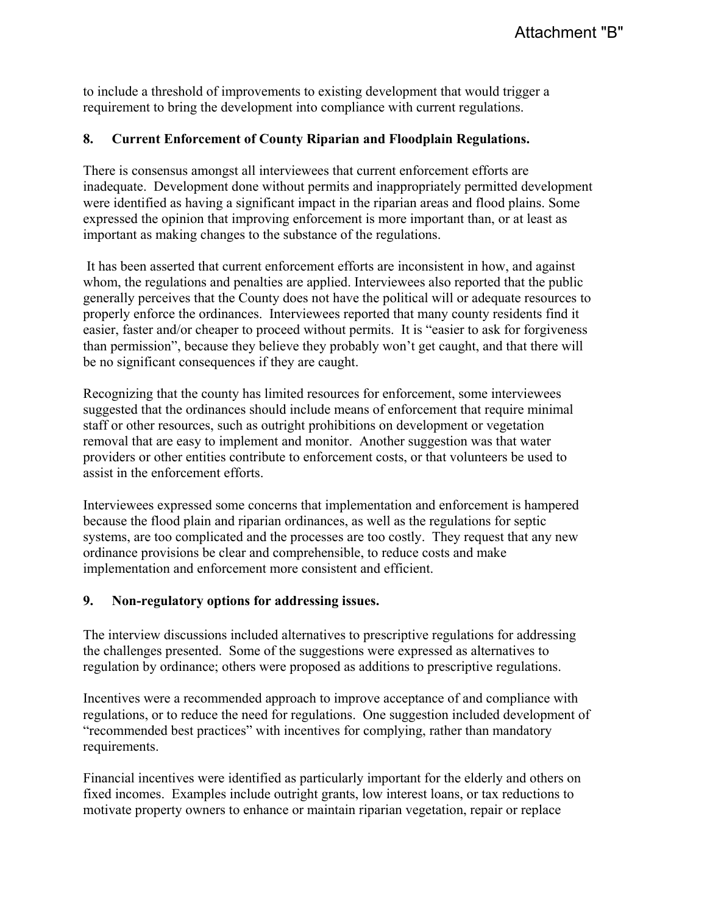to include a threshold of improvements to existing development that would trigger a requirement to bring the development into compliance with current regulations.

### 8. Current Enforcement of County Riparian and Floodplain Regulations.

There is consensus amongst all interviewees that current enforcement efforts are inadequate. Development done without permits and inappropriately permitted development were identified as having a significant impact in the riparian areas and flood plains. Some expressed the opinion that improving enforcement is more important than, or at least as important as making changes to the substance of the regulations.

It has been asserted that current enforcement efforts are inconsistent in how, and against whom, the regulations and penalties are applied. Interviewees also reported that the public generally perceives that the County does not have the political will or adequate resources to properly enforce the ordinances. Interviewees reported that many county residents find it easier, faster and/or cheaper to proceed without permits. It is "easier to ask for forgiveness than permission", because they believe they probably won't get caught, and that there will be no significant consequences if they are caught.

Recognizing that the county has limited resources for enforcement, some interviewees suggested that the ordinances should include means of enforcement that require minimal staff or other resources, such as outright prohibitions on development or vegetation removal that are easy to implement and monitor. Another suggestion was that water providers or other entities contribute to enforcement costs, or that volunteers be used to assist in the enforcement efforts.

Interviewees expressed some concerns that implementation and enforcement is hampered because the flood plain and riparian ordinances, as well as the regulations for septic systems, are too complicated and the processes are too costly. They request that any new ordinance provisions be clear and comprehensible, to reduce costs and make implementation and enforcement more consistent and efficient.

### 9. Non-regulatory options for addressing issues.

The interview discussions included alternatives to prescriptive regulations for addressing the challenges presented. Some of the suggestions were expressed as alternatives to regulation by ordinance; others were proposed as additions to prescriptive regulations.

Incentives were a recommended approach to improve acceptance of and compliance with regulations, or to reduce the need for regulations. One suggestion included development of "recommended best practices" with incentives for complying, rather than mandatory requirements.

Financial incentives were identified as particularly important for the elderly and others on fixed incomes. Examples include outright grants, low interest loans, or tax reductions to motivate property owners to enhance or maintain riparian vegetation, repair or replace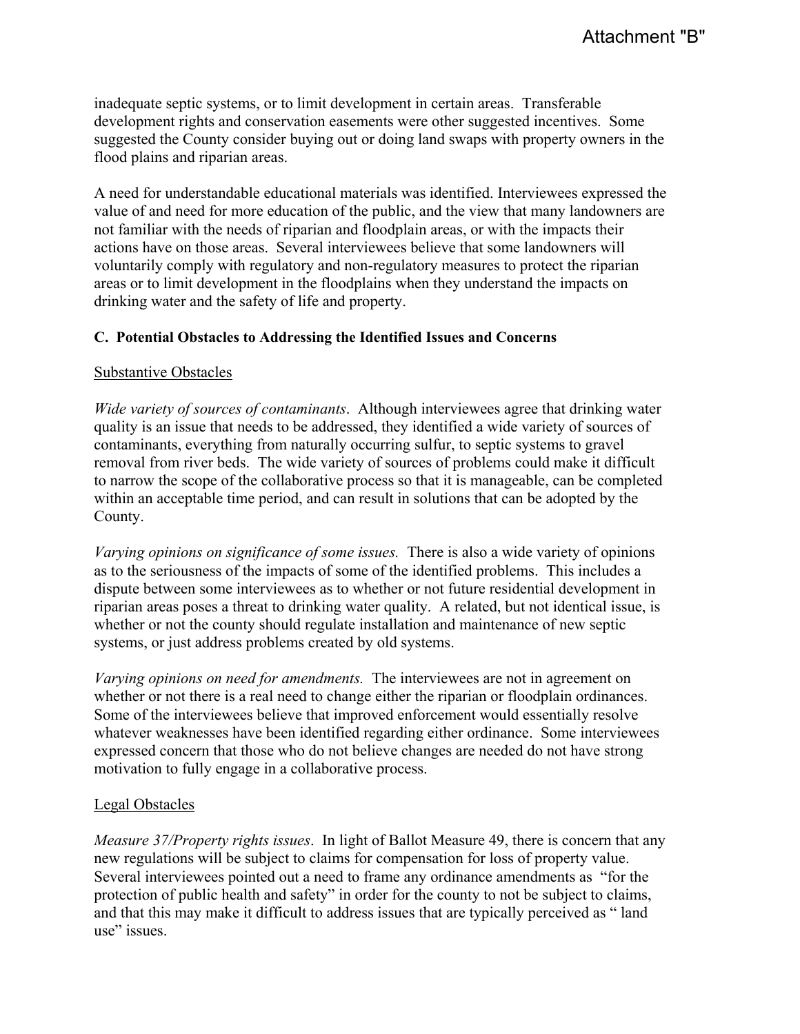inadequate septic systems, or to limit development in certain areas. Transferable development rights and conservation easements were other suggested incentives. Some suggested the County consider buying out or doing land swaps with property owners in the flood plains and riparian areas.

A need for understandable educational materials was identified. Interviewees expressed the value of and need for more education of the public, and the view that many landowners are not familiar with the needs of riparian and floodplain areas, or with the impacts their actions have on those areas. Several interviewees believe that some landowners will voluntarily comply with regulatory and non-regulatory measures to protect the riparian areas or to limit development in the floodplains when they understand the impacts on drinking water and the safety of life and property.

### C. Potential Obstacles to Addressing the Identified Issues and Concerns

<u>Substantive Obstacles</u>

*Wide variety of sources of contaminants*. Although interviewees agree that drinking water quality is an issue that needs to be addressed, they identified a wide variety of sources of contaminants, everything from naturally occurring sulfur, to septic systems to gravel removal from river beds. The wide variety of sources of problems could make it difficult to narrow the scope of the collaborative process so that it is manageable, can be completed within an acceptable time period, and can result in solutions that can be adopted by the County.

*Varying opinions on significance of some issues.* There is also a wide variety of opinions as to the seriousness of the impacts of some of the identified problems. This includes a dispute between some interviewees as to whether or not future residential development in riparian areas poses a threat to drinking water quality. A related, but not identical issue, is whether or not the county should regulate installation and maintenance of new septic systems, or just address problems created by old systems.

*Varying opinions on need for amendments.* The interviewees are not in agreement on whether or not there is a real need to change either the riparian or floodplain ordinances. Some of the interviewees believe that improved enforcement would essentially resolve whatever weaknesses have been identified regarding either ordinance. Some interviewees expressed concern that those who do not believe changes are needed do not have strong motivation to fully engage in a collaborative process.

<u>Legal Obstacles</u>

*Measure 37/Property rights issues*. In light of Ballot Measure 49, there is concern that any new regulations will be subject to claims for compensation for loss of property value. Several interviewees pointed out a need to frame any ordinance amendments as "for the protection of public health and safety" in order for the county to not be subject to claims, and that this may make it difficult to address issues that are typically perceived as " land use" issues.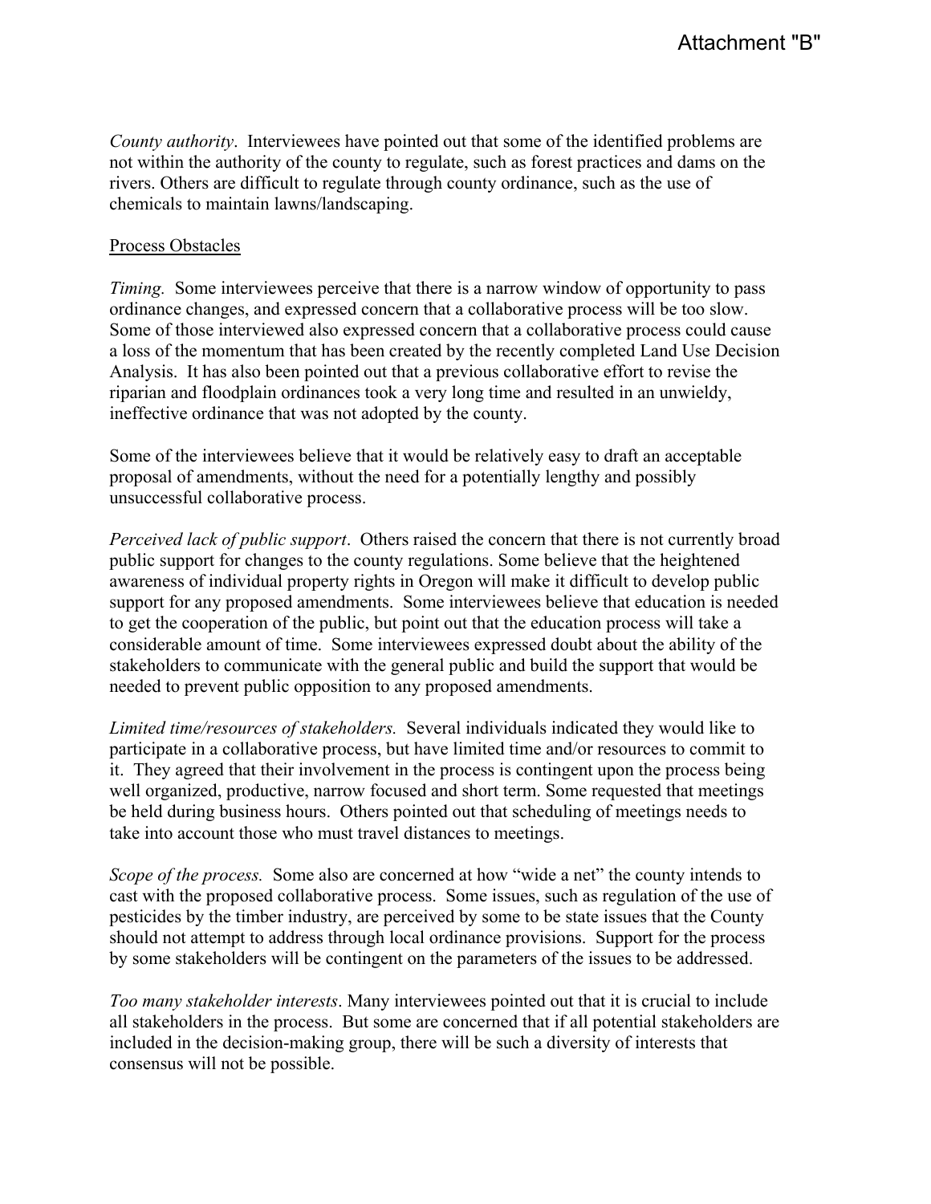*County authority*. Interviewees have pointed out that some of the identified problems are not within the authority of the county to regulate, such as forest practices and dams on the rivers. Others are difficult to regulate through county ordinance, such as the use of chemicals to maintain lawns/landscaping.

<u>Process Obstacles</u>

*Timing.* Some interviewees perceive that there is a narrow window of opportunity to pass ordinance changes, and expressed concern that a collaborative process will be too slow. Some of those interviewed also expressed concern that a collaborative process could cause a loss of the momentum that has been created by the recently completed Land Use Decision Analysis. It has also been pointed out that a previous collaborative effort to revise the riparian and floodplain ordinances took a very long time and resulted in an unwieldy, ineffective ordinance that was not adopted by the county.

Some of the interviewees believe that it would be relatively easy to draft an acceptable proposal of amendments, without the need for a potentially lengthy and possibly unsuccessful collaborative process.

*Perceived lack of public support*. Others raised the concern that there is not currently broad public support for changes to the county regulations. Some believe that the heightened awareness of individual property rights in Oregon will make it difficult to develop public support for any proposed amendments. Some interviewees believe that education is needed to get the cooperation of the public, but point out that the education process will take a considerable amount of time. Some interviewees expressed doubt about the ability of the stakeholders to communicate with the general public and build the support that would be needed to prevent public opposition to any proposed amendments.

*Limited time/resources of stakeholders.* Several individuals indicated they would like to participate in a collaborative process, but have limited time and/or resources to commit to it. They agreed that their involvement in the process is contingent upon the process being well organized, productive, narrow focused and short term. Some requested that meetings be held during business hours. Others pointed out that scheduling of meetings needs to take into account those who must travel distances to meetings.

*Scope of the process.* Some also are concerned at how "wide a net" the county intends to cast with the proposed collaborative process. Some issues, such as regulation of the use of pesticides by the timber industry, are perceived by some to be state issues that the County should not attempt to address through local ordinance provisions. Support for the process by some stakeholders will be contingent on the parameters of the issues to be addressed.

*Too many stakeholder interests*. Many interviewees pointed out that it is crucial to include all stakeholders in the process. But some are concerned that if all potential stakeholders are included in the decision-making group, there will be such a diversity of interests that consensus will not be possible.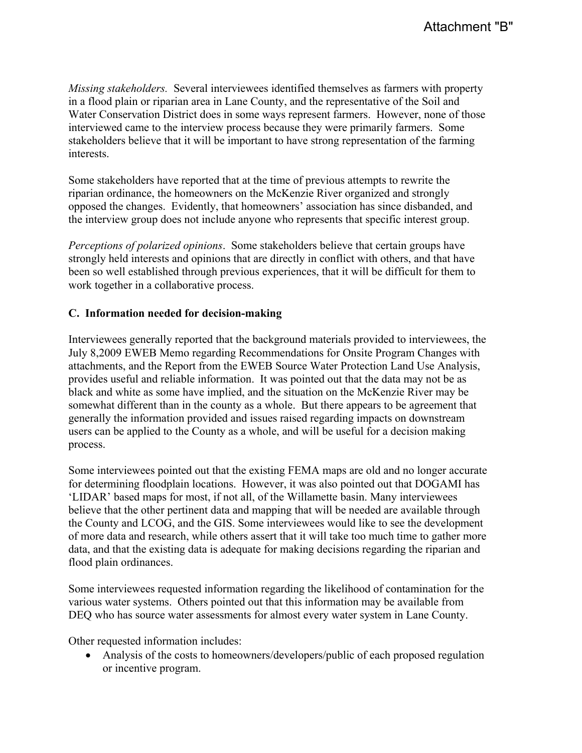*Missing stakeholders.* Several interviewees identified themselves as farmers with property in a flood plain or riparian area in Lane County, and the representative of the Soil and Water Conservation District does in some ways represent farmers. However, none of those interviewed came to the interview process because they were primarily farmers. Some stakeholders believe that it will be important to have strong representation of the farming interests.

Some stakeholders have reported that at the time of previous attempts to rewrite the riparian ordinance, the homeowners on the McKenzie River organized and strongly opposed the changes. Evidently, that homeowners' association has since disbanded, and the interview group does not include anyone who represents that specific interest group.

*Perceptions of polarized opinions*. Some stakeholders believe that certain groups have strongly held interests and opinions that are directly in conflict with others, and that have been so well established through previous experiences, that it will be difficult for them to work together in a collaborative process.

**C. Information needed for decision-making**

Interviewees generally reported that the background materials provided to interviewees, the July 8,2009 EWEB Memo regarding Recommendations for Onsite Program Changes with attachments, and the Report from the EWEB Source Water Protection Land Use Analysis, provides useful and reliable information. It was pointed out that the data may not be as black and white as some have implied, and the situation on the McKenzie River may be somewhat different than in the county as a whole. But there appears to be agreement that generally the information provided and issues raised regarding impacts on downstream users can be applied to the County as a whole, and will be useful for a decision making process.

Some interviewees pointed out that the existing FEMA maps are old and no longer accurate for determining floodplain locations. However, it was also pointed out that DOGAMI has 'LIDAR' based maps for most, if not all, of the Willamette basin. Many interviewees believe that the other pertinent data and mapping that will be needed are available through the County and LCOG, and the GIS. Some interviewees would like to see the development of more data and research, while others assert that it will take too much time to gather more data, and that the existing data is adequate for making decisions regarding the riparian and flood plain ordinances.

Some interviewees requested information regarding the likelihood of contamination for the various water systems. Others pointed out that this information may be available from DEQ who has source water assessments for almost every water system in Lane County.

Other requested information includes:

- Analysis of the costs to homeowners/developers/public of each proposed regulation or incentive program.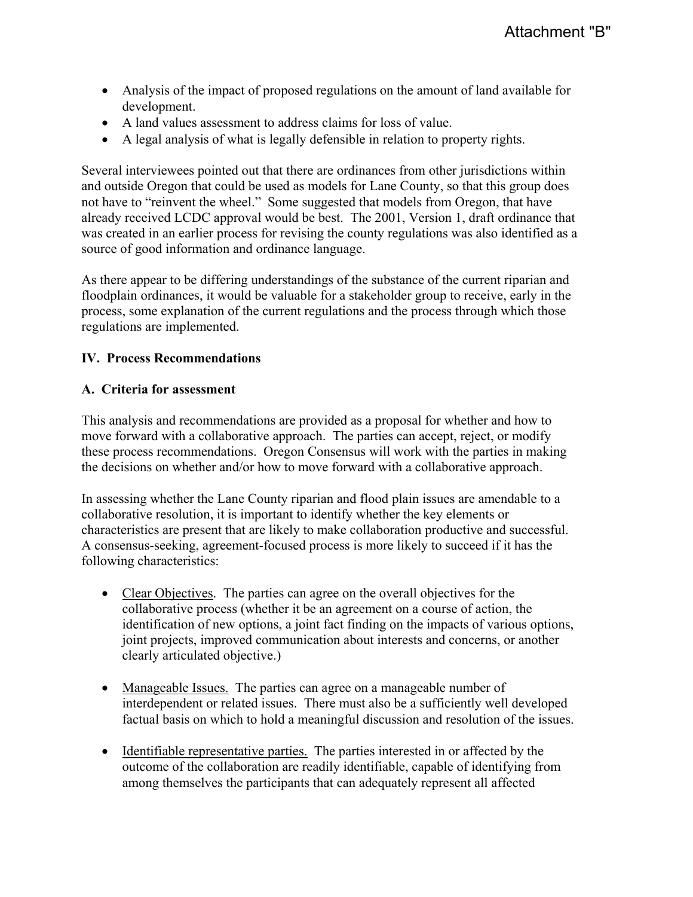- Analysis of the impact of proposed regulations on the amount of land available for development.
- A land values assessment to address claims for loss of value.
- A legal analysis of what is legally defensible in relation to property rights.

Several interviewees pointed out that there are ordinances from other jurisdictions within and outside Oregon that could be used as models for Lane County, so that this group does not have to "reinvent the wheel." Some suggested that models from Oregon, that have already received LCDC approval would be best. The 2001, Version 1, draft ordinance that was created in an earlier process for revising the county regulations was also identified as a source of good information and ordinance language.

As there appear to be differing understandings of the substance of the current riparian and floodplain ordinances, it would be valuable for a stakeholder group to receive, early in the process, some explanation of the current regulations and the process through which those regulations are implemented.

## IV. Process Recommendations

### A. Criteria for assessment

This analysis and recommendations are provided as a proposal for whether and how to move forward with a collaborative approach. The parties can accept, reject, or modify these process recommendations. Oregon Consensus will work with the parties in making the decisions on whether and/or how to move forward with a collaborative approach.

In assessing whether the Lane County riparian and flood plain issues are amendable to a collaborative resolution, it is important to identify whether the key elements or characteristics are present that are likely to make collaboration productive and successful. A consensus-seeking, agreement-focused process is more likely to succeed if it has the following characteristics:

- Clear Objectives. The parties can agree on the overall objectives for the collaborative process (whether it be an agreement on a course of action, the identification of new options, a joint fact finding on the impacts of various options, joint projects, improved communication about interests and concerns, or another clearly articulated objective.)

- Manageable Issues. The parties can agree on a manageable number of interdependent or related issues. There must also be a sufficiently well developed factual basis on which to hold a meaningful discussion and resolution of the issues.

- Identifiable representative parties. The parties interested in or affected by the outcome of the collaboration are readily identifiable, capable of identifying from among themselves the participants that can adequately represent all affected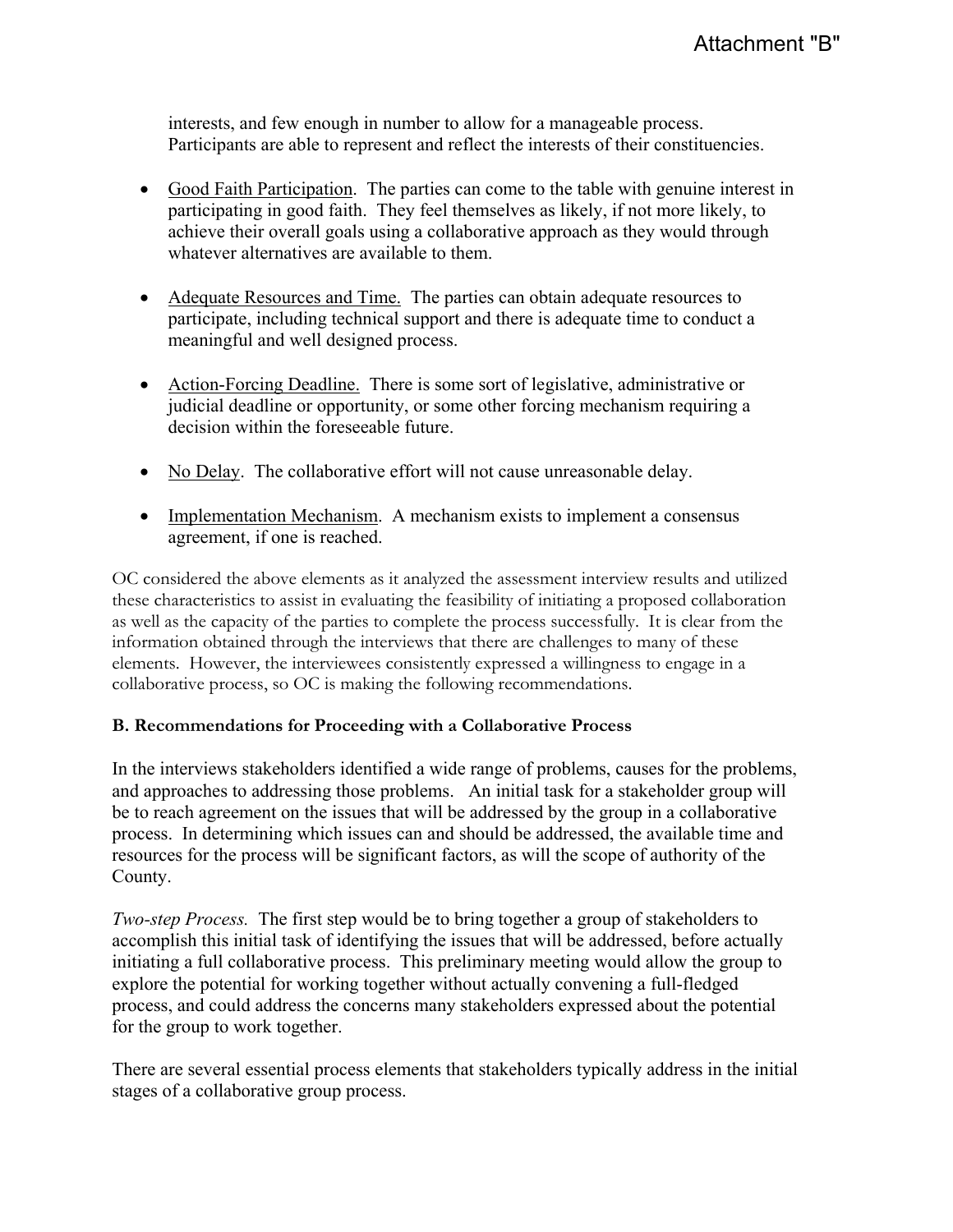interests, and few enough in number to allow for a manageable process. Participants are able to represent and reflect the interests of their constituencies.

- Good Faith Participation. The parties can come to the table with genuine interest in participating in good faith. They feel themselves as likely, if not more likely, to achieve their overall goals using a collaborative approach as they would through whatever alternatives are available to them.

- Adequate Resources and Time. The parties can obtain adequate resources to participate, including technical support and there is adequate time to conduct a meaningful and well designed process.

- Action-Forcing Deadline. There is some sort of legislative, administrative or judicial deadline or opportunity, or some other forcing mechanism requiring a decision within the foreseeable future.

- No Delay. The collaborative effort will not cause unreasonable delay.

- Implementation Mechanism. A mechanism exists to implement a consensus agreement, if one is reached.

OC considered the above elements as it analyzed the assessment interview results and utilized these characteristics to assist in evaluating the feasibility of initiating a proposed collaboration as well as the capacity of the parties to complete the process successfully. It is clear from the information obtained through the interviews that there are challenges to many of these elements. However, the interviewees consistently expressed a willingness to engage in a collaborative process, so OC is making the following recommendations.

**B. Recommendations for Proceeding with a Collaborative Process**

In the interviews stakeholders identified a wide range of problems, causes for the problems, and approaches to addressing those problems. An initial task for a stakeholder group will be to reach agreement on the issues that will be addressed by the group in a collaborative process. In determining which issues can and should be addressed, the available time and resources for the process will be significant factors, as will the scope of authority of the County.

*Two-step Process.* The first step would be to bring together a group of stakeholders to accomplish this initial task of identifying the issues that will be addressed, before actually initiating a full collaborative process. This preliminary meeting would allow the group to explore the potential for working together without actually convening a full-fledged process, and could address the concerns many stakeholders expressed about the potential for the group to work together.

There are several essential process elements that stakeholders typically address in the initial stages of a collaborative group process.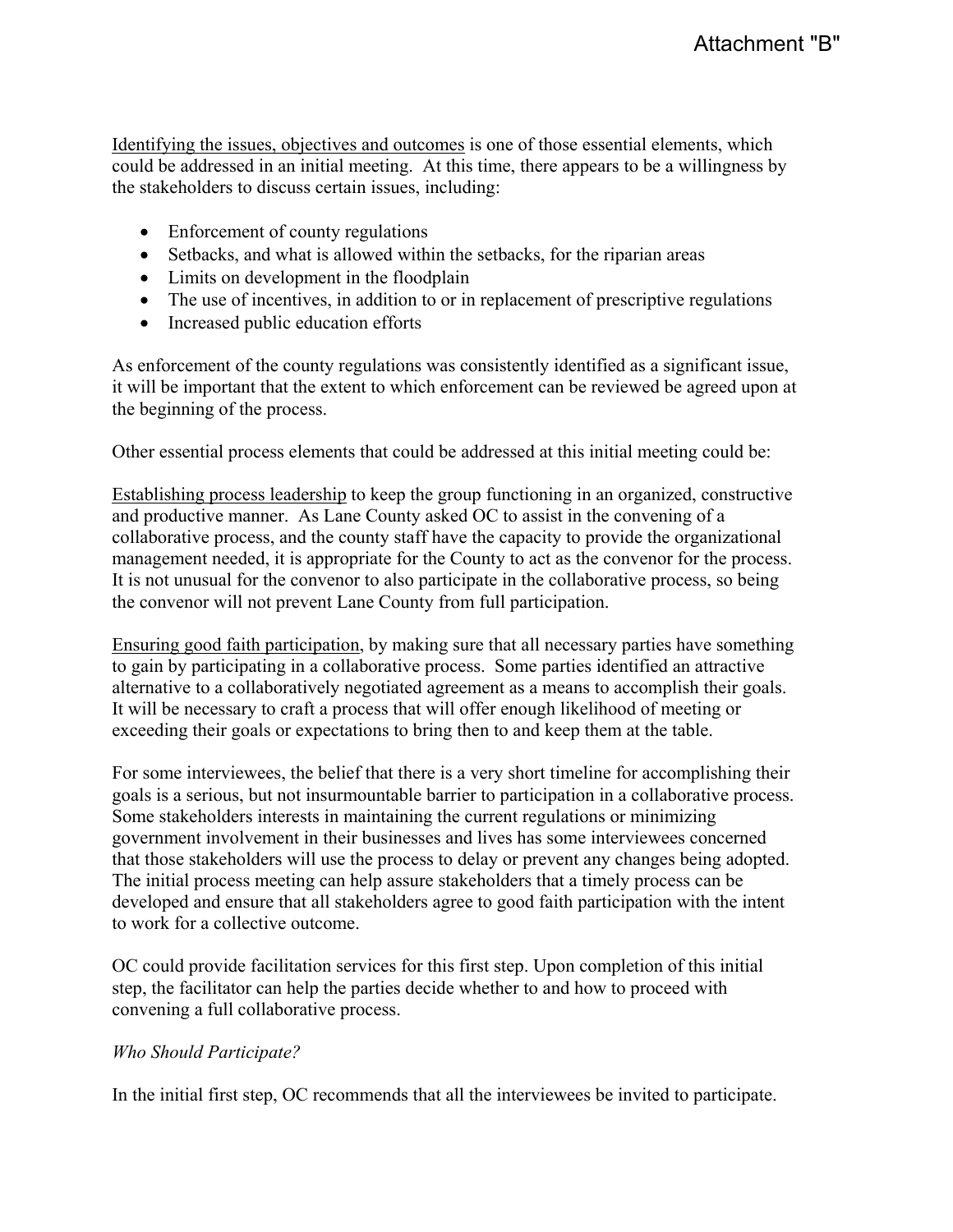Attachment "B"

Identifying the issues, objectives and outcomes is one of those essential elements, which could be addressed in an initial meeting. At this time, there appears to be a willingness by the stakeholders to discuss certain issues, including:

- Enforcement of county regulations
- Setbacks, and what is allowed within the setbacks, for the riparian areas
- Limits on development in the floodplain
- The use of incentives, in addition to or in replacement of prescriptive regulations
- Increased public education efforts

As enforcement of the county regulations was consistently identified as a significant issue, it will be important that the extent to which enforcement can be reviewed be agreed upon at the beginning of the process.

Other essential process elements that could be addressed at this initial meeting could be:

Establishing process leadership to keep the group functioning in an organized, constructive and productive manner. As Lane County asked OC to assist in the convening of a collaborative process, and the county staff have the capacity to provide the organizational management needed, it is appropriate for the County to act as the convenor for the process. It is not unusual for the convenor to also participate in the collaborative process, so being the convenor will not prevent Lane County from full participation.

Ensuring good faith participation, by making sure that all necessary parties have something to gain by participating in a collaborative process. Some parties identified an attractive alternative to a collaboratively negotiated agreement as a means to accomplish their goals. It will be necessary to craft a process that will offer enough likelihood of meeting or exceeding their goals or expectations to bring then to and keep them at the table.

For some interviewees, the belief that there is a very short timeline for accomplishing their goals is a serious, but not insurmountable barrier to participation in a collaborative process. Some stakeholders interests in maintaining the current regulations or minimizing government involvement in their businesses and lives has some interviewees concerned that those stakeholders will use the process to delay or prevent any changes being adopted. The initial process meeting can help assure stakeholders that a timely process can be developed and ensure that all stakeholders agree to good faith participation with the intent to work for a collective outcome.

OC could provide facilitation services for this first step. Upon completion of this initial step, the facilitator can help the parties decide whether to and how to proceed with convening a full collaborative process.

*Who Should Participate?*

In the initial first step, OC recommends that all the interviewees be invited to participate.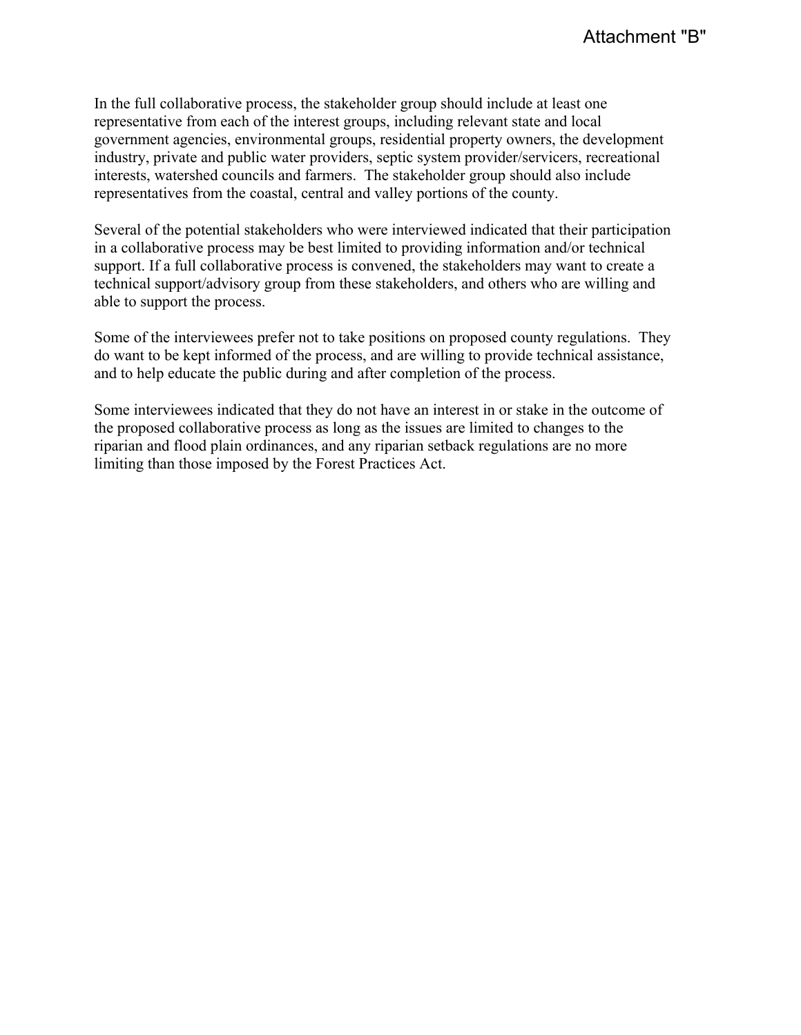Attachment "B"

In the full collaborative process, the stakeholder group should include at least one representative from each of the interest groups, including relevant state and local government agencies, environmental groups, residential property owners, the development industry, private and public water providers, septic system provider/servicers, recreational interests, watershed councils and farmers. The stakeholder group should also include representatives from the coastal, central and valley portions of the county.

Several of the potential stakeholders who were interviewed indicated that their participation in a collaborative process may be best limited to providing information and/or technical support. If a full collaborative process is convened, the stakeholders may want to create a technical support/advisory group from these stakeholders, and others who are willing and able to support the process.

Some of the interviewees prefer not to take positions on proposed county regulations. They do want to be kept informed of the process, and are willing to provide technical assistance, and to help educate the public during and after completion of the process.

Some interviewees indicated that they do not have an interest in or stake in the outcome of the proposed collaborative process as long as the issues are limited to changes to the riparian and flood plain ordinances, and any riparian setback regulations are no more limiting than those imposed by the Forest Practices Act.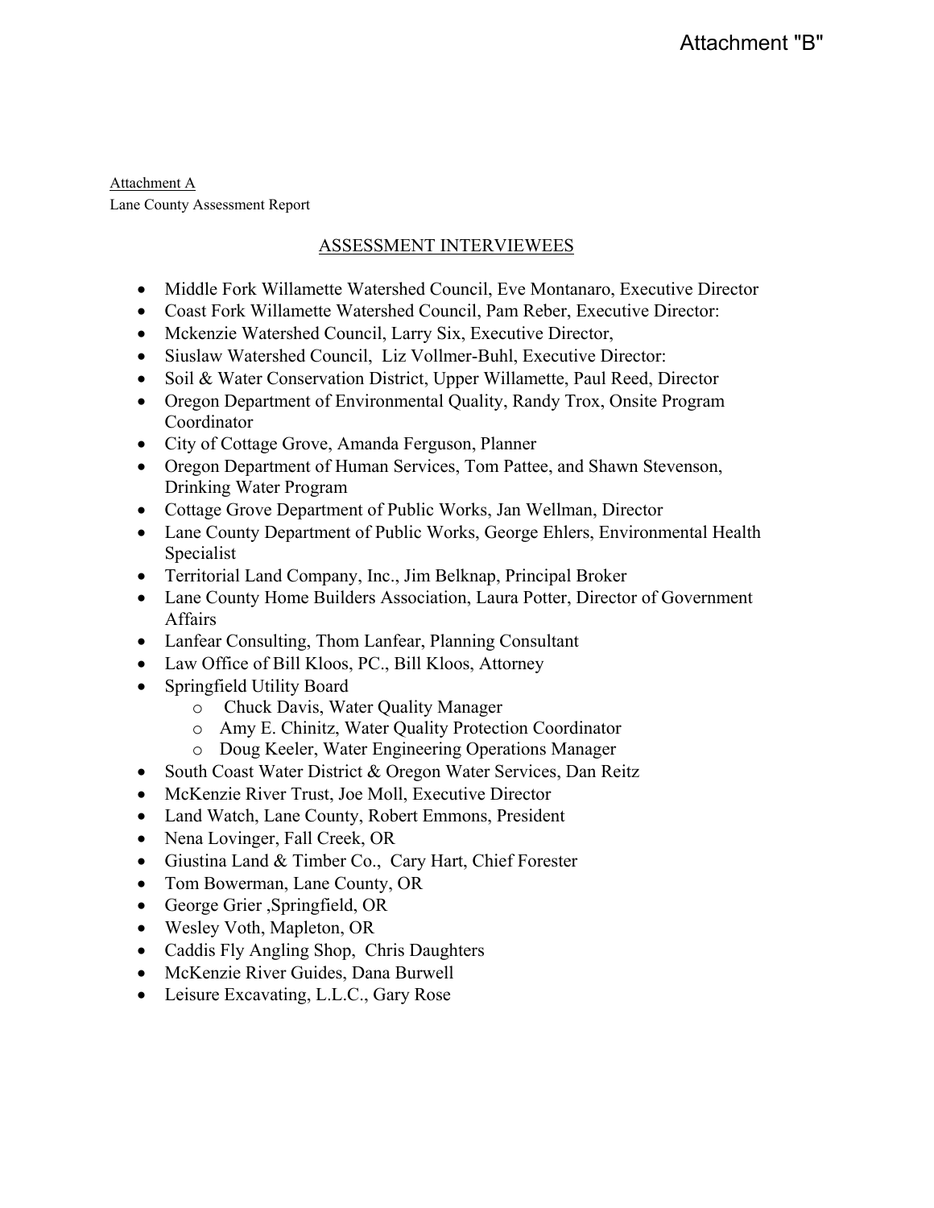Attachment "B"

Attachment A

Lane County Assessment Report

## ASSESSMENT INTERVIEWEES

- Middle Fork Willamette Watershed Council, Eve Montanaro, Executive Director
- Coast Fork Willamette Watershed Council, Pam Reber, Executive Director:
- Mckenzie Watershed Council, Larry Six, Executive Director,
- Siuslaw Watershed Council, Liz Vollmer-Buhl, Executive Director:
- Soil & Water Conservation District, Upper Willamette, Paul Reed, Director
- Oregon Department of Environmental Quality, Randy Trox, Onsite Program Coordinator
- City of Cottage Grove, Amanda Ferguson, Planner
- Oregon Department of Human Services, Tom Pattee, and Shawn Stevenson, Drinking Water Program
- Cottage Grove Department of Public Works, Jan Wellman, Director
- Lane County Department of Public Works, George Ehlers, Environmental Health Specialist
- Territorial Land Company, Inc., Jim Belknap, Principal Broker
- Lane County Home Builders Association, Laura Potter, Director of Government Affairs
- Lanfear Consulting, Thom Lanfear, Planning Consultant
- Law Office of Bill Kloos, PC., Bill Kloos, Attorney
- Springfield Utility Board
  - Chuck Davis, Water Quality Manager
  - Amy E. Chinitz, Water Quality Protection Coordinator
  - Doug Keeler, Water Engineering Operations Manager
- South Coast Water District & Oregon Water Services, Dan Reitz
- McKenzie River Trust, Joe Moll, Executive Director
- Land Watch, Lane County, Robert Emmons, President
- Nena Lovinger, Fall Creek, OR
- Giustina Land & Timber Co., Cary Hart, Chief Forester
- Tom Bowerman, Lane County, OR
- George Grier ,Springfield, OR
- Wesley Voth, Mapleton, OR
- Caddis Fly Angling Shop, Chris Daughters
- McKenzie River Guides, Dana Burwell
- Leisure Excavating, L.L.C., Gary Rose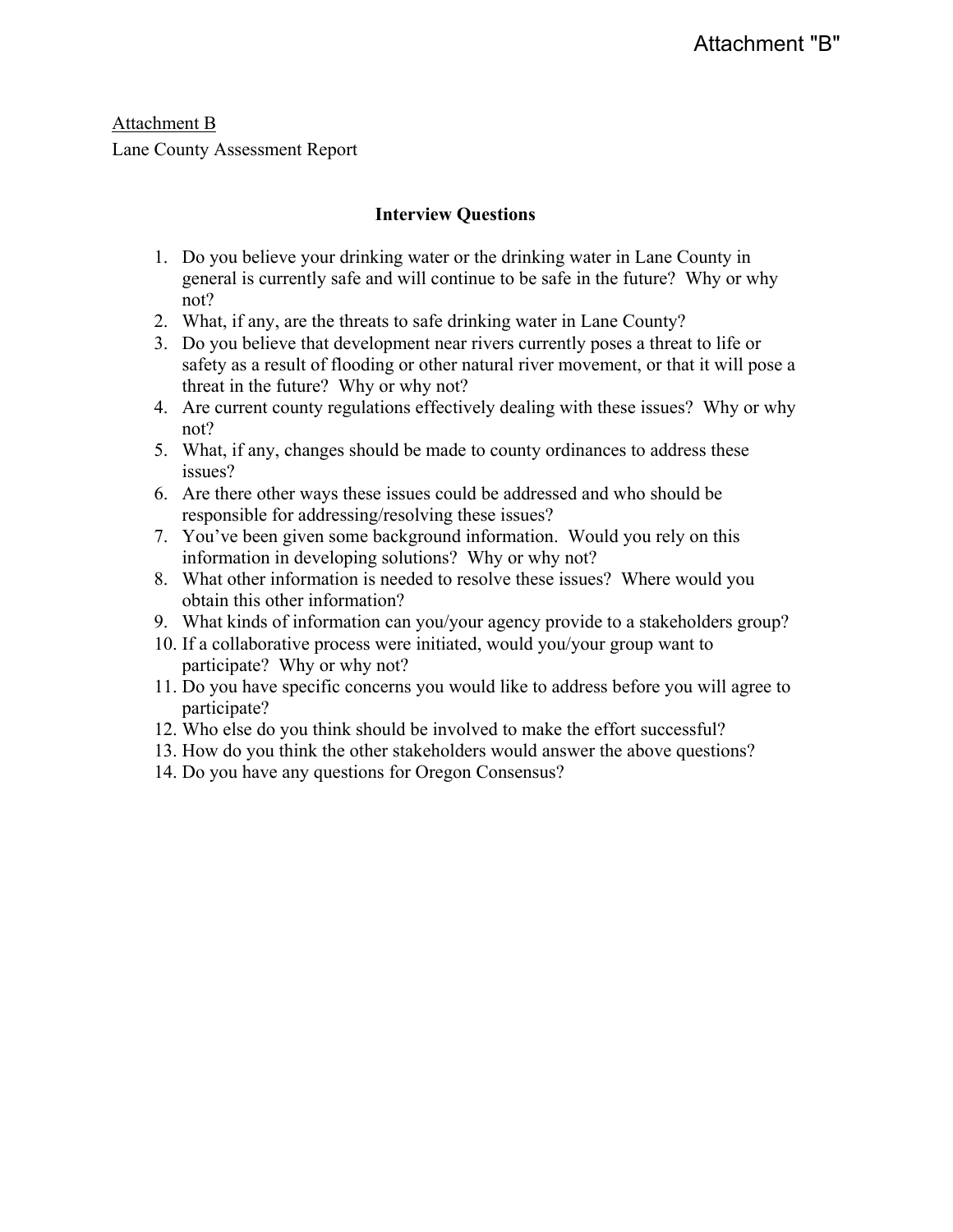Attachment "B"

Attachment B

Lane County Assessment Report

**Interview Questions**

1. Do you believe your drinking water or the drinking water in Lane County in general is currently safe and will continue to be safe in the future? Why or why not?
2. What, if any, are the threats to safe drinking water in Lane County?
3. Do you believe that development near rivers currently poses a threat to life or safety as a result of flooding or other natural river movement, or that it will pose a threat in the future? Why or why not?
4. Are current county regulations effectively dealing with these issues? Why or why not?
5. What, if any, changes should be made to county ordinances to address these issues?
6. Are there other ways these issues could be addressed and who should be responsible for addressing/resolving these issues?
7. You've been given some background information. Would you rely on this information in developing solutions? Why or why not?
8. What other information is needed to resolve these issues? Where would you obtain this other information?
9. What kinds of information can you/your agency provide to a stakeholders group?
10. If a collaborative process were initiated, would you/your group want to participate? Why or why not?
11. Do you have specific concerns you would like to address before you will agree to participate?
12. Who else do you think should be involved to make the effort successful?
13. How do you think the other stakeholders would answer the above questions?
14. Do you have any questions for Oregon Consensus?